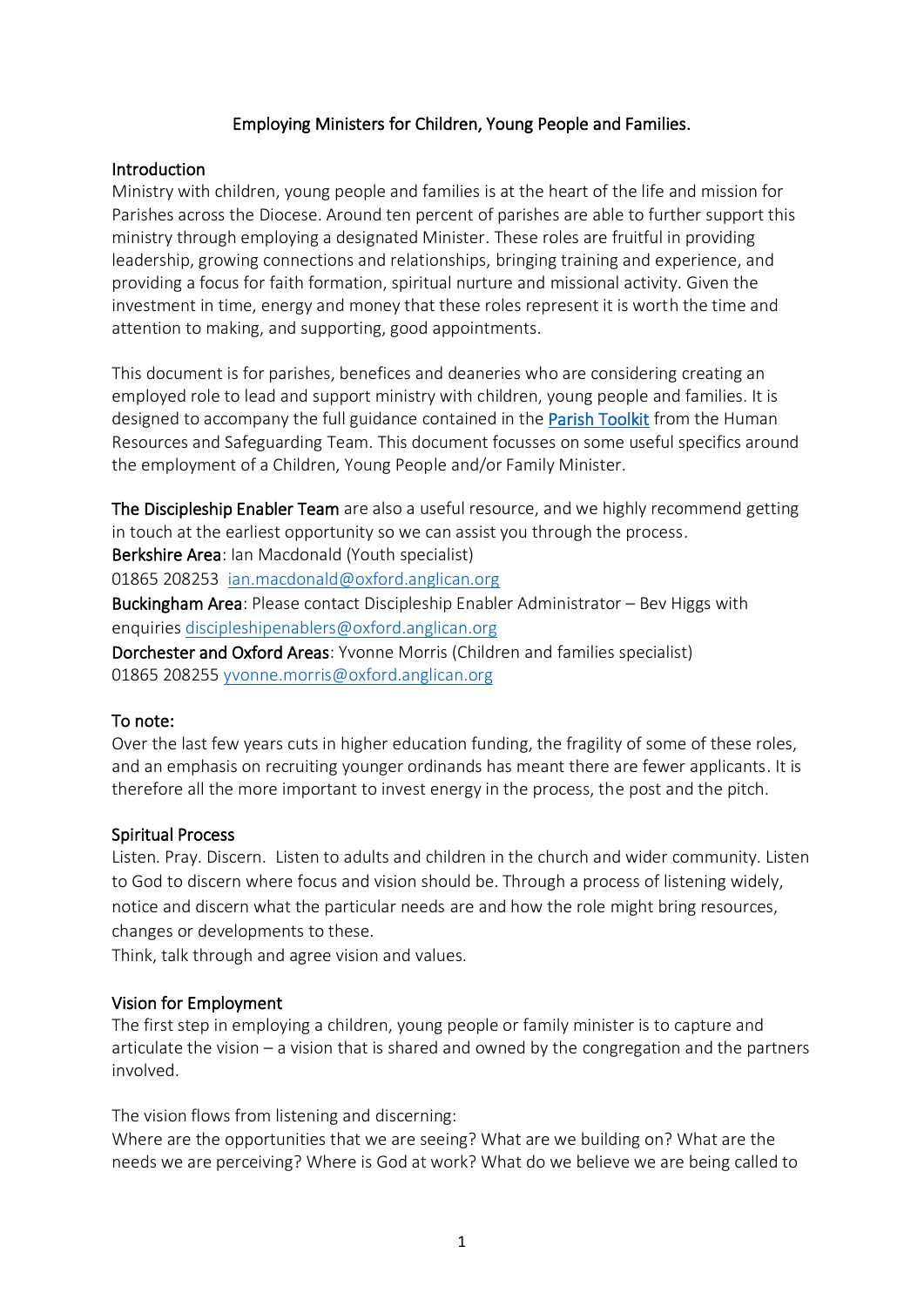# Employing Ministers for Children, Young People and Families.

## Introduction

Ministry with children, young people and families is at the heart of the life and mission for Parishes across the Diocese. Around ten percent of parishes are able to further support this ministry through employing a designated Minister. These roles are fruitful in providing leadership, growing connections and relationships, bringing training and experience, and providing a focus for faith formation, spiritual nurture and missional activity. Given the investment in time, energy and money that these roles represent it is worth the time and attention to making, and supporting, good appointments.

This document is for parishes, benefices and deaneries who are considering creating an employed role to lead and support ministry with children, young people and families. It is designed to accompany the full guidance contained in the Parish Toolkit from the Human Resources and Safeguarding Team. This document focusses on some useful specifics around the employment of a Children, Young People and/or Family Minister.

**The Discipleship Enabler Team** are also a useful resource, and we highly recommend getting in touch at the earliest opportunity so we can assist you through the process.

**Berkshire Area**: Ian Macdonald (Youth specialist)
01865 208253 ian.macdonald@oxford.anglican.org

**Buckingham Area**: Please contact Discipleship Enabler Administrator – Bev Higgs with enquiries discipleshipenablers@oxford.anglican.org

**Dorchester and Oxford Areas**: Yvonne Morris (Children and families specialist)
01865 208255 yvonne.morris@oxford.anglican.org

## To note:

Over the last few years cuts in higher education funding, the fragility of some of these roles, and an emphasis on recruiting younger ordinands has meant there are fewer applicants. It is therefore all the more important to invest energy in the process, the post and the pitch.

## Spiritual Process

Listen. Pray. Discern. Listen to adults and children in the church and wider community. Listen to God to discern where focus and vision should be. Through a process of listening widely, notice and discern what the particular needs are and how the role might bring resources, changes or developments to these.

Think, talk through and agree vision and values.

## Vision for Employment

The first step in employing a children, young people or family minister is to capture and articulate the vision – a vision that is shared and owned by the congregation and the partners involved.

The vision flows from listening and discerning:

Where are the opportunities that we are seeing? What are we building on? What are the needs we are perceiving? Where is God at work? What do we believe we are being called to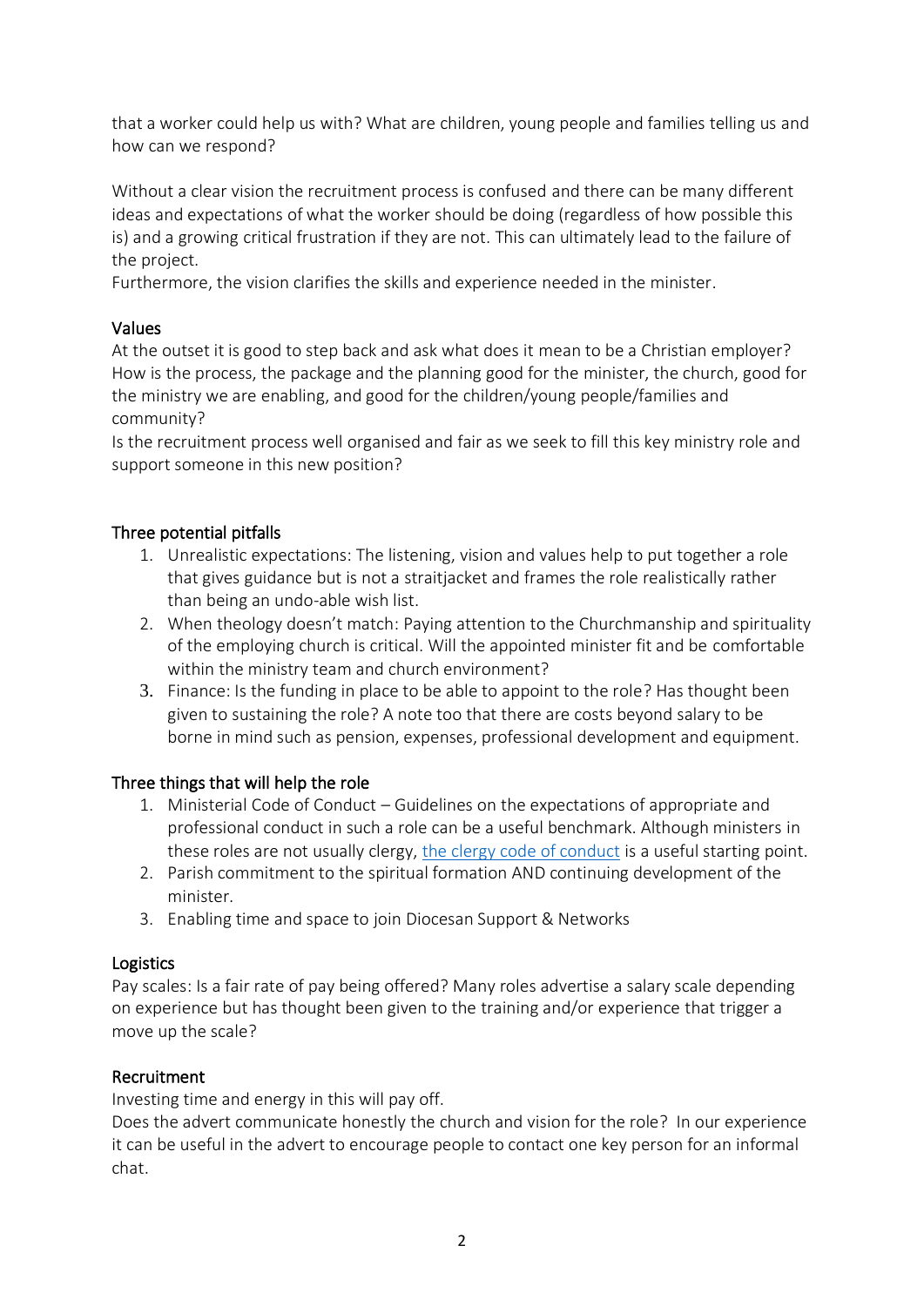that a worker could help us with? What are children, young people and families telling us and how can we respond?

Without a clear vision the recruitment process is confused and there can be many different ideas and expectations of what the worker should be doing (regardless of how possible this is) and a growing critical frustration if they are not. This can ultimately lead to the failure of the project.
Furthermore, the vision clarifies the skills and experience needed in the minister.

## Values

At the outset it is good to step back and ask what does it mean to be a Christian employer? How is the process, the package and the planning good for the minister, the church, good for the ministry we are enabling, and good for the children/young people/families and community?
Is the recruitment process well organised and fair as we seek to fill this key ministry role and support someone in this new position?

## Three potential pitfalls

1. Unrealistic expectations: The listening, vision and values help to put together a role that gives guidance but is not a straitjacket and frames the role realistically rather than being an undo-able wish list.
2. When theology doesn't match: Paying attention to the Churchmanship and spirituality of the employing church is critical. Will the appointed minister fit and be comfortable within the ministry team and church environment?
3. Finance: Is the funding in place to be able to appoint to the role? Has thought been given to sustaining the role? A note too that there are costs beyond salary to be borne in mind such as pension, expenses, professional development and equipment.

## Three things that will help the role

1. Ministerial Code of Conduct – Guidelines on the expectations of appropriate and professional conduct in such a role can be a useful benchmark. Although ministers in these roles are not usually clergy, the clergy code of conduct is a useful starting point.
2. Parish commitment to the spiritual formation AND continuing development of the minister.
3. Enabling time and space to join Diocesan Support & Networks

## Logistics

Pay scales: Is a fair rate of pay being offered? Many roles advertise a salary scale depending on experience but has thought been given to the training and/or experience that trigger a move up the scale?

## Recruitment

Investing time and energy in this will pay off.
Does the advert communicate honestly the church and vision for the role? In our experience it can be useful in the advert to encourage people to contact one key person for an informal chat.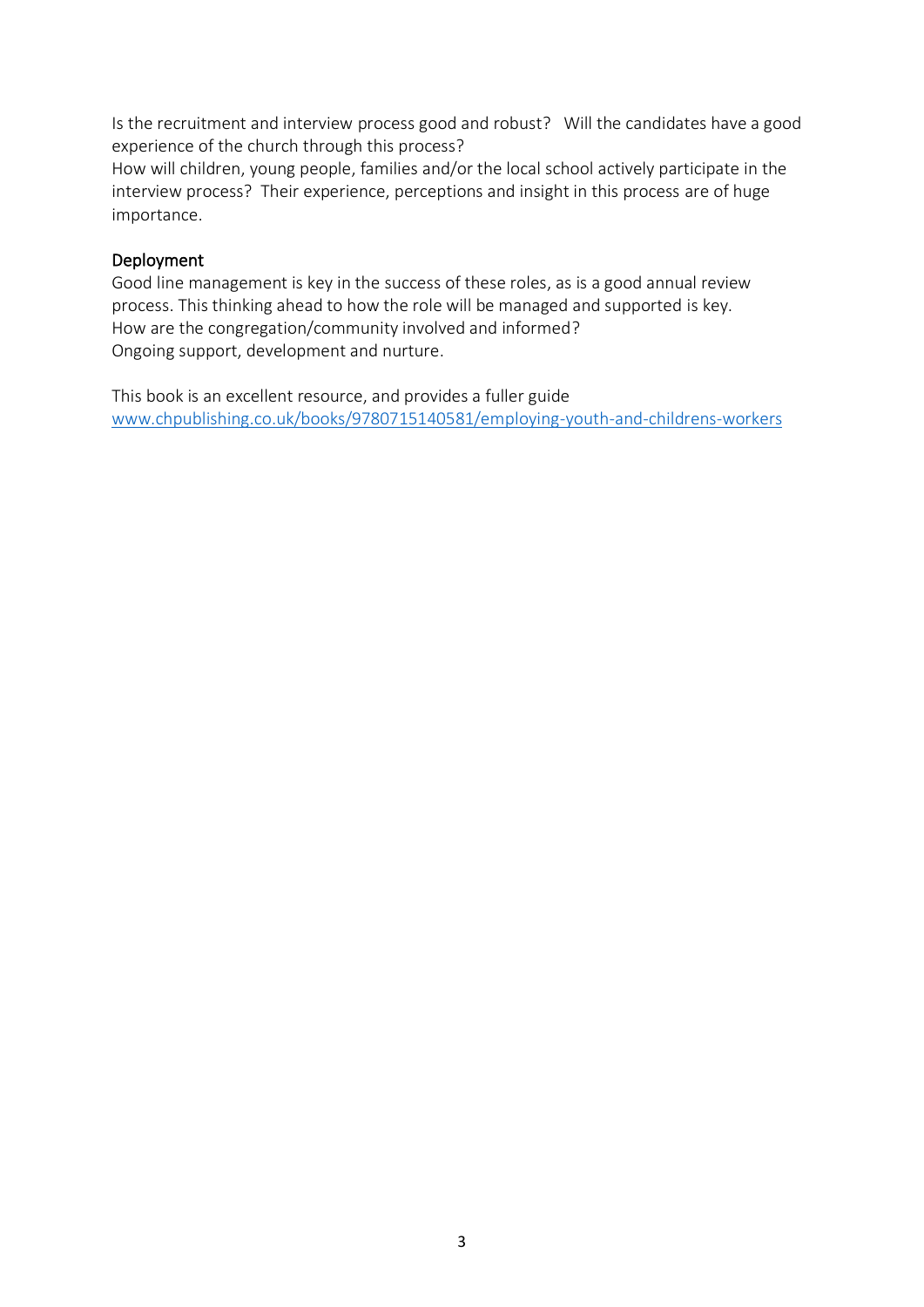Is the recruitment and interview process good and robust? Will the candidates have a good experience of the church through this process?
How will children, young people, families and/or the local school actively participate in the interview process? Their experience, perceptions and insight in this process are of huge importance.

## Deployment

Good line management is key in the success of these roles, as is a good annual review process. This thinking ahead to how the role will be managed and supported is key.
How are the congregation/community involved and informed?
Ongoing support, development and nurture.

This book is an excellent resource, and provides a fuller guide
[www.chpublishing.co.uk/books/9780715140581/employing-youth-and-childrens-workers](http://www.chpublishing.co.uk/books/9780715140581/employing-youth-and-childrens-workers)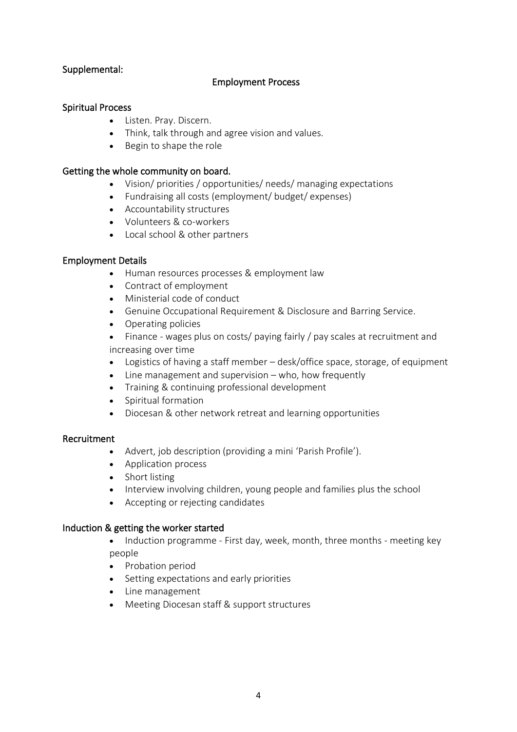Supplemental:

## Employment Process

### Spiritual Process

- Listen. Pray. Discern.
- Think, talk through and agree vision and values.
- Begin to shape the role

### Getting the whole community on board.

- Vision/ priorities / opportunities/ needs/ managing expectations
- Fundraising all costs (employment/ budget/ expenses)
- Accountability structures
- Volunteers & co-workers
- Local school & other partners

### Employment Details

- Human resources processes & employment law
- Contract of employment
- Ministerial code of conduct
- Genuine Occupational Requirement & Disclosure and Barring Service.
- Operating policies
- Finance - wages plus on costs/ paying fairly / pay scales at recruitment and increasing over time
- Logistics of having a staff member – desk/office space, storage, of equipment
- Line management and supervision – who, how frequently
- Training & continuing professional development
- Spiritual formation
- Diocesan & other network retreat and learning opportunities

### Recruitment

- Advert, job description (providing a mini 'Parish Profile').
- Application process
- Short listing
- Interview involving children, young people and families plus the school
- Accepting or rejecting candidates

### Induction & getting the worker started

- Induction programme - First day, week, month, three months - meeting key people
- Probation period
- Setting expectations and early priorities
- Line management
- Meeting Diocesan staff & support structures